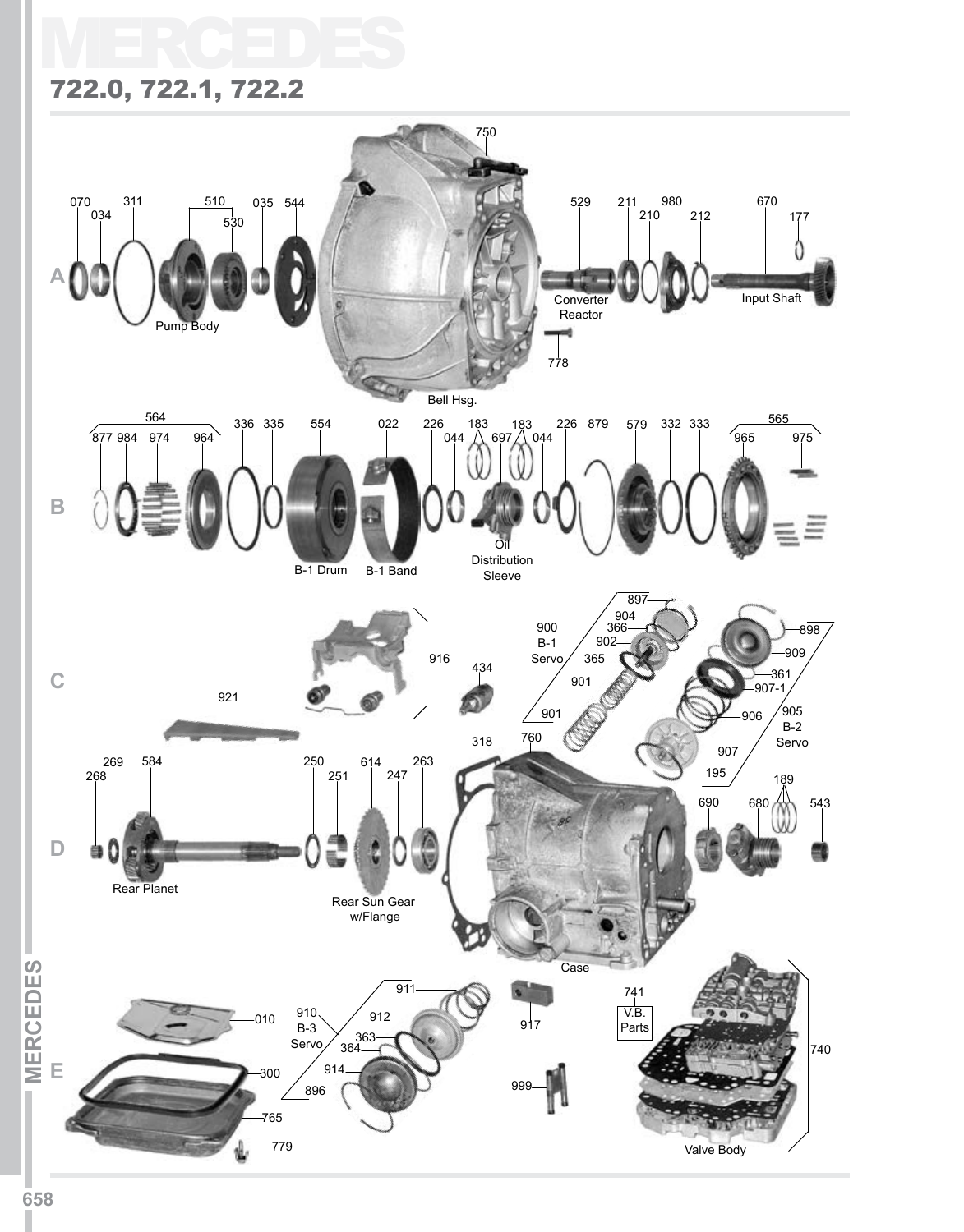# MERCEDES

## 722.0, 722.1, 722.2

**A**

070, 034, 311, 510, 530, 035, 544, 750, 529, 211, 210, 980, 212, 670, 177, 778

Pump Body

Bell Hsg.

Converter Reactor

Input Shaft

**B**

564: 877, 984, 974, 964

336, 335, 554, 022, 226, 044, 183, 697, 183, 044, 226, 879, 579, 332, 333

565: 965, 975

B-1 Drum

B-1 Band

Oil Distribution Sleeve

**C**

921, 916, 434

900 B-1 Servo: 897, 904, 366, 902, 365, 901, 901

905 B-2 Servo: 898, 909, 361, 907-1, 906, 907, 195

**D**

268, 269, 584, 250, 251, 614, 247, 263, 318, 760, 690, 680, 189, 543

Rear Planet

Rear Sun Gear w/Flange

Case

**E**

010, 300, 765, 779

910 B-3 Servo: 911, 912, 363, 364, 914, 896

917, 999

741 V.B. Parts

740

Valve Body

MERCEDES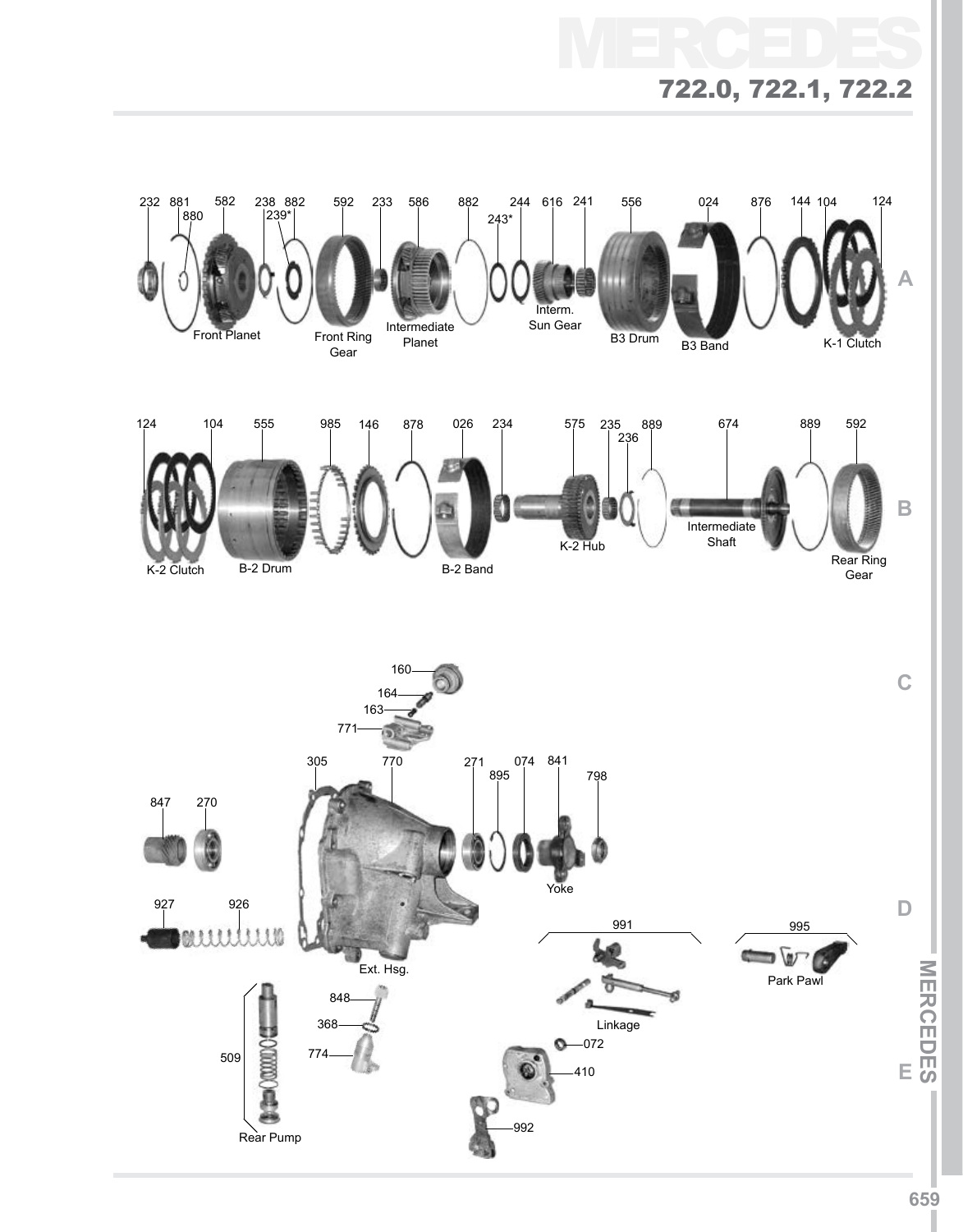# MERCEDES

## 722.0, 722.1, 722.2

232 881 880 582 238 882 239* 592 233 586 882 244 243* 616 241 556 024 876 144 104 124

Front Planet

Front Ring Gear

Intermediate Planet

Interm. Sun Gear

B3 Drum

B3 Band

K-1 Clutch

124 104 555 985 146 878 026 234 575 235 236 889 674 889 592

K-2 Clutch

B-2 Drum

B-2 Band

K-2 Hub

Intermediate Shaft

Rear Ring Gear

160 164 163 771

305 770 271 895 074 841 798

847 270

Yoke

927 926

Ext. Hsg.

991

Linkage

995

Park Pawl

848 368 774

509

Rear Pump

072

410

992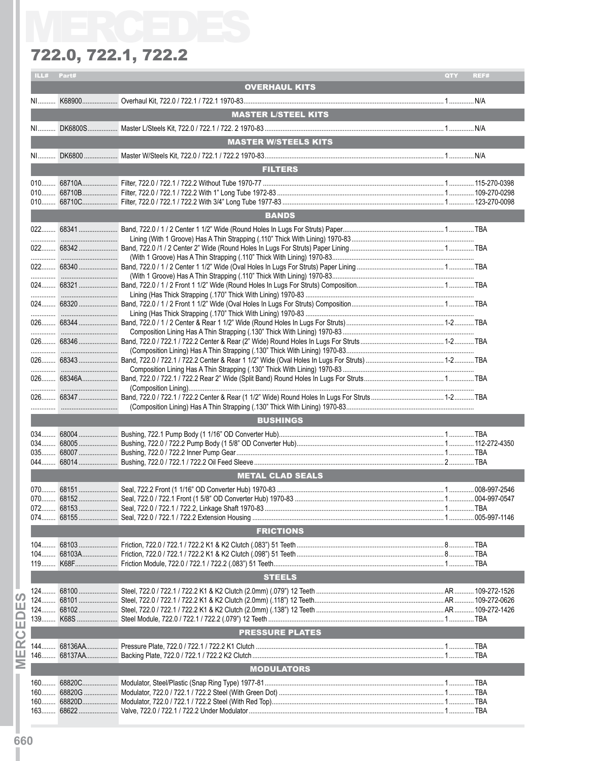# MERCEDES

## 722.0, 722.1, 722.2

| ILL# | Part# | | QTY | REF# |
|---|---|---|---|---|
| | | **OVERHAUL KITS** | | |
| NI | K68900 | Overhaul Kit, 722.0 / 722.1 / 722.1 1970-83 | 1 | N/A |
| | | **MASTER L/STEEL KITS** | | |
| NI | DK6800S | Master L/Steels Kit, 722.0 / 722.1 / 722. 2 1970-83 | 1 | N/A |
| | | **MASTER W/STEELS KITS** | | |
| NI | DK6800 | Master W/Steels Kit, 722.0 / 722.1 / 722.2 1970-83 | 1 | N/A |
| | | **FILTERS** | | |
| 010 | 68710A | Filter, 722.0 / 722.1 / 722.2 Without Tube 1970-77 | 1 | 115-270-0398 |
| 010 | 68710B | Filter, 722.0 / 722.1 / 722.2 With 1" Long Tube 1972-83 | 1 | 109-270-0298 |
| 010 | 68710C | Filter, 722.0 / 722.1 / 722.2 With 3/4" Long Tube 1977-83 | 1 | 123-270-0098 |
| | | **BANDS** | | |
| 022 | 68341 | Band, 722.0 / 1 / 2 Center 1 1/2" Wide (Round Holes In Lugs For Struts) Paper Lining (With 1 Groove) Has A Thin Strapping (.110" Thick With Lining) 1970-83 | 1 | TBA |
| 022 | 68342 | Band, 722.0 /1 / 2 Center 2" Wide (Round Holes In Lugs For Struts) Paper Lining (With 1 Groove) Has A Thin Strapping (.118" Thick With Lining) 1970-83 | 1 | TBA |
| 022 | 68340 | Band, 722.0 / 1 / 2 Center 1 1/2" Wide (Oval Holes In Lugs For Struts) Paper Lining (With 1 Groove) Has A Thin Strapping (.110" Thick With Lining) 1970-83 | 1 | TBA |
| 024 | 68321 | Band, 722.0 / 1 / 2 Front 1 1/2" Wide (Round Holes In Lugs For Struts) Composition Lining (Has Thick Strapping (.170" Thick With Lining) 1970-83 | 1 | TBA |
| 024 | 68320 | Band, 722.0 / 1 / 2 Front 1 1/2" Wide (Oval Holes In Lugs For Struts) Composition Lining (Has Thick Strapping (.170" Thick With Lining) 1970-83 | 1 | TBA |
| 026 | 68344 | Band, 722.0 / 1 / 2 Center & Rear 1 1/2" Wide (Round Holes In Lugs For Struts) Composition Lining Has A Thin Strapping (.130" Thick With Lining) 1970-83 | 1-2 | TBA |
| 026 | 68346 | Band, 722.0 / 722.1 / 722.2 Center & Rear (2" Wide) Round Holes In Lugs For Struts (Composition Lining) Has A Thin Strapping (.130" Thick With Lining) 1970-83 | 1-2 | TBA |
| 026 | 68343 | Band, 722.0 / 722.1 / 722.2 Center & Rear 1 1/2" Wide (Oval Holes In Lugs For Struts) Composition Lining Has A Thin Strapping (.130" Thick With Lining) 1970-83 | 1-2 | TBA |
| 026 | 68346A | Band, 722.0 / 722.1 / 722.2 Rear 2" Wide (Split Band) Round Holes In Lugs For Struts (Composition Lining) | 1 | TBA |
| 026 | 68347 | Band, 722.0 / 722.1 / 722.2 Center & Rear (1 1/2" Wide) Round Holes In Lugs For Struts (Composition Lining) Has A Thin Strapping (.130" Thick With Lining) 1970-83 | 1-2 | TBA |
| | | **BUSHINGS** | | |
| 034 | 68004 | Bushing, 722.1 Pump Body (1 1/16" OD Converter Hub) | 1 | TBA |
| 034 | 68005 | Bushing, 722.0 / 722.2 Pump Body (1 5/8" OD Converter Hub) | 1 | 112-272-4350 |
| 035 | 68007 | Bushing, 722.0 / 722.2 Inner Pump Gear | 1 | TBA |
| 044 | 68014 | Bushing, 722.0 / 722.1 / 722.2 Oil Feed Sleeve | 2 | TBA |
| | | **METAL CLAD SEALS** | | |
| 070 | 68151 | Seal, 722.2 Front (1 1/16" OD Converter Hub) 1970-83 | 1 | 008-997-2546 |
| 070 | 68152 | Seal, 722.0 / 722.1 Front (1 5/8" OD Converter Hub) 1970-83 | 1 | 004-997-0547 |
| 072 | 68153 | Seal, 722.0 / 722.1 / 722.2, Linkage Shaft 1970-83 | 1 | TBA |
| 074 | 68155 | Seal, 722.0 / 722.1 / 722.2 Extension Housing | 1 | 005-997-1146 |
| | | **FRICTIONS** | | |
| 104 | 68103 | Friction, 722.0 / 722.1 / 722.2 K1 & K2 Clutch (.083") 51 Teeth | 8 | TBA |
| 104 | 68103A | Friction, 722.0 / 722.1 / 722.2 K1 & K2 Clutch (.098") 51 Teeth | 8 | TBA |
| 119 | K68F | Friction Module, 722.0 / 722.1 / 722.2 (.083") 51 Teeth | 1 | TBA |
| | | **STEELS** | | |
| 124 | 68100 | Steel, 722.0 / 722.1 / 722.2 K1 & K2 Clutch (2.0mm) (.079") 12 Teeth | AR | 109-272-1526 |
| 124 | 68101 | Steel, 722.0 / 722.1 / 722.2 K1 & K2 Clutch (2.0mm) (.118") 12 Teeth | AR | 109-272-0626 |
| 124 | 68102 | Steel, 722.0 / 722.1 / 722.2 K1 & K2 Clutch (2.0mm) (.138") 12 Teeth | AR | 109-272-1426 |
| 139 | K68S | Steel Module, 722.0 / 722.1 / 722.2 (.079") 12 Teeth | 1 | TBA |
| | | **PRESSURE PLATES** | | |
| 144 | 68136AA | Pressure Plate, 722.0 / 722.1 / 722.2 K1 Clutch | 1 | TBA |
| 146 | 68137AA | Backing Plate, 722.0 / 722.1 / 722.2 K2 Clutch | 1 | TBA |
| | | **MODULATORS** | | |
| 160 | 68820C | Modulator, Steel/Plastic (Snap Ring Type) 1977-81 | 1 | TBA |
| 160 | 68820G | Modulator, 722.0 / 722.1 / 722.2 Steel (With Green Dot) | 1 | TBA |
| 160 | 68820D | Modulator, 722.0 / 722.1 / 722.2 Steel (With Red Top) | 1 | TBA |
| 163 | 68622 | Valve, 722.0 / 722.1 / 722.2 Under Modulator | 1 | TBA |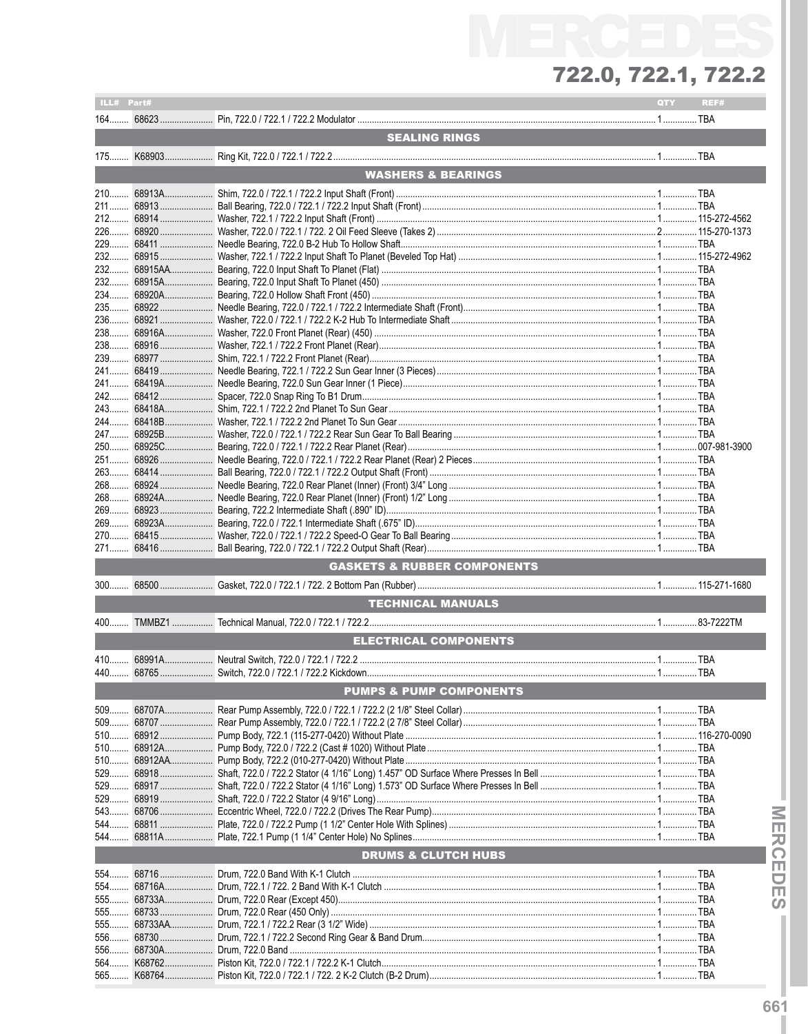# MERCEDES
## 722.0, 722.1, 722.2

| ILL# | Part# | | QTY | REF# |
|---|---|---|---|---|
| 164 | 68623 | Pin, 722.0 / 722.1 / 722.2 Modulator | 1 | TBA |
| | | **SEALING RINGS** | | |
| 175 | K68903 | Ring Kit, 722.0 / 722.1 / 722.2 | 1 | TBA |
| | | **WASHERS & BEARINGS** | | |
| 210 | 68913A | Shim, 722.0 / 722.1 / 722.2 Input Shaft (Front) | 1 | TBA |
| 211 | 68913 | Ball Bearing, 722.0 / 722.1 / 722.2 Input Shaft (Front) | 1 | TBA |
| 212 | 68914 | Washer, 722.1 / 722.2 Input Shaft (Front) | 1 | 115-272-4562 |
| 226 | 68920 | Washer, 722.0 / 722.1 / 722. 2 Oil Feed Sleeve (Takes 2) | 2 | 115-270-1373 |
| 229 | 68411 | Needle Bearing, 722.0 B-2 Hub To Hollow Shaft | 1 | TBA |
| 232 | 68915 | Washer, 722.1 / 722.2 Input Shaft To Planet (Beveled Top Hat) | 1 | 115-272-4962 |
| 232 | 68915AA | Bearing, 722.0 Input Shaft To Planet (Flat) | 1 | TBA |
| 232 | 68915A | Bearing, 722.0 Input Shaft To Planet (450) | 1 | TBA |
| 234 | 68920A | Bearing, 722.0 Hollow Shaft Front (450) | 1 | TBA |
| 235 | 68922 | Needle Bearing, 722.0 / 722.1 / 722.2 Intermediate Shaft (Front) | 1 | TBA |
| 236 | 68921 | Washer, 722.0 / 722.1 / 722.2 K-2 Hub To Intermediate Shaft | 1 | TBA |
| 238 | 68916A | Washer, 722.0 Front Planet (Rear) (450) | 1 | TBA |
| 238 | 68916 | Washer, 722.1 / 722.2 Front Planet (Rear) | 1 | TBA |
| 239 | 68977 | Shim, 722.1 / 722.2 Front Planet (Rear) | 1 | TBA |
| 241 | 68419 | Needle Bearing, 722.1 / 722.2 Sun Gear Inner (3 Pieces) | 1 | TBA |
| 241 | 68419A | Needle Bearing, 722.0 Sun Gear Inner (1 Piece) | 1 | TBA |
| 242 | 68412 | Spacer, 722.0 Snap Ring To B1 Drum | 1 | TBA |
| 243 | 68418A | Shim, 722.1 / 722.2 2nd Planet To Sun Gear | 1 | TBA |
| 244 | 68418B | Washer, 722.1 / 722.2 2nd Planet To Sun Gear | 1 | TBA |
| 247 | 68925B | Washer, 722.0 / 722.1 / 722.2 Rear Sun Gear To Ball Bearing | 1 | TBA |
| 250 | 68925C | Bearing, 722.0 / 722.1 / 722.2 Rear Planet (Rear) | 1 | 007-981-3900 |
| 251 | 68926 | Needle Bearing, 722.0 / 722.1 / 722.2 Rear Planet (Rear) 2 Pieces | 1 | TBA |
| 263 | 68414 | Ball Bearing, 722.0 / 722.1 / 722.2 Output Shaft (Front) | 1 | TBA |
| 268 | 68924 | Needle Bearing, 722.0 Rear Planet (Inner) (Front) 3/4" Long | 1 | TBA |
| 268 | 68924A | Needle Bearing, 722.0 Rear Planet (Inner) (Front) 1/2" Long | 1 | TBA |
| 269 | 68923 | Bearing, 722.2 Intermediate Shaft (.890" ID) | 1 | TBA |
| 269 | 68923A | Bearing, 722.0 / 722.1 Intermediate Shaft (.675" ID) | 1 | TBA |
| 270 | 68415 | Washer, 722.0 / 722.1 / 722.2 Speed-O Gear To Ball Bearing | 1 | TBA |
| 271 | 68416 | Ball Bearing, 722.0 / 722.1 / 722.2 Output Shaft (Rear) | 1 | TBA |
| | | **GASKETS & RUBBER COMPONENTS** | | |
| 300 | 68500 | Gasket, 722.0 / 722.1 / 722. 2 Bottom Pan (Rubber) | 1 | 115-271-1680 |
| | | **TECHNICAL MANUALS** | | |
| 400 | TMMBZ1 | Technical Manual, 722.0 / 722.1 / 722.2 | 1 | 83-7222TM |
| | | **ELECTRICAL COMPONENTS** | | |
| 410 | 68991A | Neutral Switch, 722.0 / 722.1 / 722.2 | 1 | TBA |
| 440 | 68765 | Switch, 722.0 / 722.1 / 722.2 Kickdown | 1 | TBA |
| | | **PUMPS & PUMP COMPONENTS** | | |
| 509 | 68707A | Rear Pump Assembly, 722.0 / 722.1 / 722.2 (2 1/8" Steel Collar) | 1 | TBA |
| 509 | 68707 | Rear Pump Assembly, 722.0 / 722.1 / 722.2 (2 7/8" Steel Collar) | 1 | TBA |
| 510 | 68912 | Pump Body, 722.1 (115-277-0420) Without Plate | 1 | 116-270-0090 |
| 510 | 68912A | Pump Body, 722.0 / 722.2 (Cast # 1020) Without Plate | 1 | TBA |
| 510 | 68912AA | Pump Body, 722.2 (010-277-0420) Without Plate | 1 | TBA |
| 529 | 68918 | Shaft, 722.0 / 722.2 Stator (4 1/16" Long) 1.457" OD Surface Where Presses In Bell | 1 | TBA |
| 529 | 68917 | Shaft, 722.0 / 722.2 Stator (4 1/16" Long) 1.573" OD Surface Where Presses In Bell | 1 | TBA |
| 529 | 68919 | Shaft, 722.0 / 722.2 Stator (4 9/16" Long) | 1 | TBA |
| 543 | 68706 | Eccentric Wheel, 722.0 / 722.2 (Drives The Rear Pump) | 1 | TBA |
| 544 | 68811 | Plate, 722.0 / 722.2 Pump (1 1/2" Center Hole With Splines) | 1 | TBA |
| 544 | 68811A | Plate, 722.1 Pump (1 1/4" Center Hole) No Splines | 1 | TBA |
| | | **DRUMS & CLUTCH HUBS** | | |
| 554 | 68716 | Drum, 722.0 Band With K-1 Clutch | 1 | TBA |
| 554 | 68716A | Drum, 722.1 / 722. 2 Band With K-1 Clutch | 1 | TBA |
| 555 | 68733A | Drum, 722.0 Rear (Except 450) | 1 | TBA |
| 555 | 68733 | Drum, 722.0 Rear (450 Only) | 1 | TBA |
| 555 | 68733AA | Drum, 722.1 / 722.2 Rear (3 1/2" Wide) | 1 | TBA |
| 556 | 68730 | Drum, 722.1 / 722.2 Second Ring Gear & Band Drum | 1 | TBA |
| 556 | 68730A | Drum, 722.0 Band | 1 | TBA |
| 564 | K68762 | Piston Kit, 722.0 / 722.1 / 722.2 K-1 Clutch | 1 | TBA |
| 565 | K68764 | Piston Kit, 722.0 / 722.1 / 722. 2 K-2 Clutch (B-2 Drum) | 1 | TBA |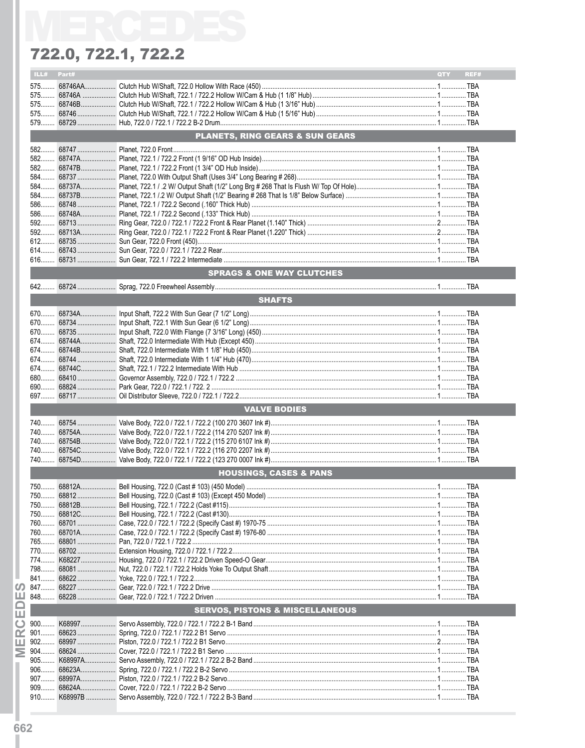# MERCEDES

## 722.0, 722.1, 722.2

| ILL# | Part# | | QTY | REF# |
|---|---|---|---|---|
| 575 | 68746AA | Clutch Hub W/Shaft, 722.0 Hollow With Race (450) | 1 | TBA |
| 575 | 68746A | Clutch Hub W/Shaft, 722.1 / 722.2 Hollow W/Cam & Hub (1 1/8" Hub) | 1 | TBA |
| 575 | 68746B | Clutch Hub W/Shaft, 722.1 / 722.2 Hollow W/Cam & Hub (1 3/16" Hub) | 1 | TBA |
| 575 | 68746 | Clutch Hub W/Shaft, 722.1 / 722.2 Hollow W/Cam & Hub (1 5/16" Hub) | 1 | TBA |
| 579 | 68729 | Hub, 722.0 / 722.1 / 722.2 B-2 Drum | 1 | TBA |
| | | **PLANETS, RING GEARS & SUN GEARS** | | |
| 582 | 68747 | Planet, 722.0 Front | 1 | TBA |
| 582 | 68747A | Planet, 722.1 / 722.2 Front (1 9/16" OD Hub Inside) | 1 | TBA |
| 582 | 68747B | Planet, 722.1 / 722.2 Front (1 3/4" OD Hub Inside) | 1 | TBA |
| 584 | 68737 | Planet, 722.0 With Output Shaft (Uses 3/4" Long Bearing # 268) | 1 | TBA |
| 584 | 68737A | Planet, 722.1 / .2 W/ Output Shaft (1/2" Long Brg # 268 That Is Flush W/ Top Of Hole) | 1 | TBA |
| 584 | 68737B | Planet, 722.1 /.2 W/ Output Shaft (1/2" Bearing # 268 That Is 1/8" Below Surface) | 1 | TBA |
| 586 | 68748 | Planet, 722.1 / 722.2 Second (.160" Thick Hub) | 1 | TBA |
| 586 | 68748A | Planet, 722.1 / 722.2 Second (.133" Thick Hub) | 1 | TBA |
| 592 | 68713 | Ring Gear, 722.0 / 722.1 / 722.2 Front & Rear Planet (1.140" Thick) | 2 | TBA |
| 592 | 68713A | Ring Gear, 722.0 / 722.1 / 722.2 Front & Rear Planet (1.220" Thick) | 2 | TBA |
| 612 | 68735 | Sun Gear, 722.0 Front (450) | 1 | TBA |
| 614 | 68743 | Sun Gear, 722.0 / 722.1 / 722.2 Rear | 1 | TBA |
| 616 | 68731 | Sun Gear, 722.1 / 722.2 Intermediate | 1 | TBA |
| | | **SPRAGS & ONE WAY CLUTCHES** | | |
| 642 | 68724 | Sprag, 722.0 Freewheel Assembly | 1 | TBA |
| | | **SHAFTS** | | |
| 670 | 68734A | Input Shaft, 722.2 With Sun Gear (7 1/2" Long) | 1 | TBA |
| 670 | 68734 | Input Shaft, 722.1 With Sun Gear (6 1/2" Long) | 1 | TBA |
| 670 | 68735 | Input Shaft, 722.0 With Flange (7 3/16" Long) (450) | 1 | TBA |
| 674 | 68744A | Shaft, 722.0 Intermediate With Hub (Except 450) | 1 | TBA |
| 674 | 68744B | Shaft, 722.0 Intermediate With 1 1/8" Hub (450) | 1 | TBA |
| 674 | 68744 | Shaft, 722.0 Intermediate With 1 1/4" Hub (470) | 1 | TBA |
| 674 | 68744C | Shaft, 722.1 / 722.2 Intermediate With Hub | 1 | TBA |
| 680 | 68410 | Governor Assembly, 722.0 / 722.1 / 722.2 | 1 | TBA |
| 690 | 68824 | Park Gear, 722.0 / 722.1 / 722. 2 | 1 | TBA |
| 697 | 68717 | Oil Distributor Sleeve, 722.0 / 722.1 / 722.2 | 1 | TBA |
| | | **VALVE BODIES** | | |
| 740 | 68754 | Valve Body, 722.0 / 722.1 / 722.2 (100 270 3607 Ink #) | 1 | TBA |
| 740 | 68754A | Valve Body, 722.0 / 722.1 / 722.2 (114 270 5207 Ink #) | 1 | TBA |
| 740 | 68754B | Valve Body, 722.0 / 722.1 / 722.2 (115 270 6107 Ink #) | 1 | TBA |
| 740 | 68754C | Valve Body, 722.0 / 722.1 / 722.2 (116 270 2207 Ink #) | 1 | TBA |
| 740 | 68754D | Valve Body, 722.0 / 722.1 / 722.2 (123 270 0007 Ink #) | 1 | TBA |
| | | **HOUSINGS, CASES & PANS** | | |
| 750 | 68812A | Bell Housing, 722.0 (Cast # 103) (450 Model) | 1 | TBA |
| 750 | 68812 | Bell Housing, 722.0 (Cast # 103) (Except 450 Model) | 1 | TBA |
| 750 | 68812B | Bell Housing, 722.1 / 722.2 (Cast #115) | 1 | TBA |
| 750 | 68812C | Bell Housing, 722.1 / 722.2 (Cast #130) | 1 | TBA |
| 760 | 68701 | Case, 722.0 / 722.1 / 722.2 (Specify Cast #) 1970-75 | 1 | TBA |
| 760 | 68701A | Case, 722.0 / 722.1 / 722.2 (Specify Cast #) 1976-80 | 1 | TBA |
| 765 | 68801 | Pan, 722.0 / 722.1 / 722.2 | 1 | TBA |
| 770 | 68702 | Extension Housing, 722.0 / 722.1 / 722.2 | 1 | TBA |
| 774 | K68227 | Housing, 722.0 / 722.1 / 722.2 Driven Speed-O Gear | 1 | TBA |
| 798 | 68081 | Nut, 722.0 / 722.1 / 722.2 Holds Yoke To Output Shaft | 1 | TBA |
| 841 | 68622 | Yoke, 722.0 / 722.1 / 722.2 | 1 | TBA |
| 847 | 68227 | Gear, 722.0 / 722.1 / 722.2 Drive | 1 | TBA |
| 848 | 68228 | Gear, 722.0 / 722.1 / 722.2 Driven | 1 | TBA |
| | | **SERVOS, PISTONS & MISCELLANEOUS** | | |
| 900 | K68997 | Servo Assembly, 722.0 / 722.1 / 722.2 B-1 Band | 1 | TBA |
| 901 | 68623 | Spring, 722.0 / 722.1 / 722.2 B1 Servo | 1 | TBA |
| 902 | 68997 | Piston, 722.0 / 722.1 / 722.2 B1 Servo | 2 | TBA |
| 904 | 68624 | Cover, 722.0 / 722.1 / 722.2 B1 Servo | 1 | TBA |
| 905 | K68997A | Servo Assembly, 722.0 / 722.1 / 722.2 B-2 Band | 1 | TBA |
| 906 | 68623A | Spring, 722.0 / 722.1 / 722.2 B-2 Servo | 1 | TBA |
| 907 | 68997A | Piston, 722.0 / 722.1 / 722.2 B-2 Servo | 1 | TBA |
| 909 | 68624A | Cover, 722.0 / 722.1 / 722.2 B-2 Servo | 1 | TBA |
| 910 | K68997B | Servo Assembly, 722.0 / 722.1 / 722.2 B-3 Band | 1 | TBA |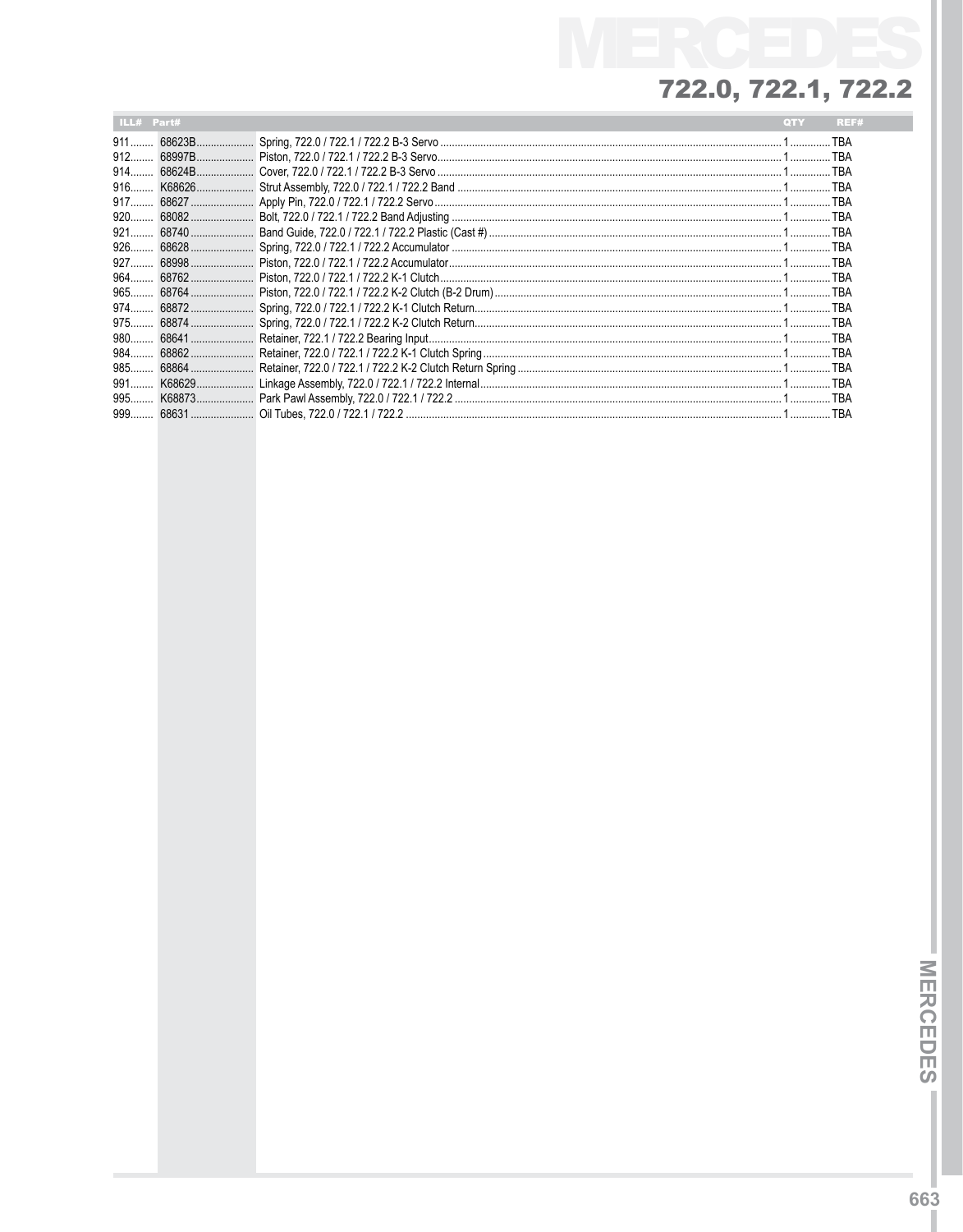# MERCEDES

## 722.0, 722.1, 722.2

| ILL# | Part# | | QTY | REF# |
|---|---|---|---|---|
| 911 | 68623B | Spring, 722.0 / 722.1 / 722.2 B-3 Servo | 1 | TBA |
| 912 | 68997B | Piston, 722.0 / 722.1 / 722.2 B-3 Servo | 1 | TBA |
| 914 | 68624B | Cover, 722.0 / 722.1 / 722.2 B-3 Servo | 1 | TBA |
| 916 | K68626 | Strut Assembly, 722.0 / 722.1 / 722.2 Band | 1 | TBA |
| 917 | 68627 | Apply Pin, 722.0 / 722.1 / 722.2 Servo | 1 | TBA |
| 920 | 68082 | Bolt, 722.0 / 722.1 / 722.2 Band Adjusting | 1 | TBA |
| 921 | 68740 | Band Guide, 722.0 / 722.1 / 722.2 Plastic (Cast #) | 1 | TBA |
| 926 | 68628 | Spring, 722.0 / 722.1 / 722.2 Accumulator | 1 | TBA |
| 927 | 68998 | Piston, 722.0 / 722.1 / 722.2 Accumulator | 1 | TBA |
| 964 | 68762 | Piston, 722.0 / 722.1 / 722.2 K-1 Clutch | 1 | TBA |
| 965 | 68764 | Piston, 722.0 / 722.1 / 722.2 K-2 Clutch (B-2 Drum) | 1 | TBA |
| 974 | 68872 | Spring, 722.0 / 722.1 / 722.2 K-1 Clutch Return | 1 | TBA |
| 975 | 68874 | Spring, 722.0 / 722.1 / 722.2 K-2 Clutch Return | 1 | TBA |
| 980 | 68641 | Retainer, 722.1 / 722.2 Bearing Input | 1 | TBA |
| 984 | 68862 | Retainer, 722.0 / 722.1 / 722.2 K-1 Clutch Spring | 1 | TBA |
| 985 | 68864 | Retainer, 722.0 / 722.1 / 722.2 K-2 Clutch Return Spring | 1 | TBA |
| 991 | K68629 | Linkage Assembly, 722.0 / 722.1 / 722.2 Internal | 1 | TBA |
| 995 | K68873 | Park Pawl Assembly, 722.0 / 722.1 / 722.2 | 1 | TBA |
| 999 | 68631 | Oil Tubes, 722.0 / 722.1 / 722.2 | 1 | TBA |